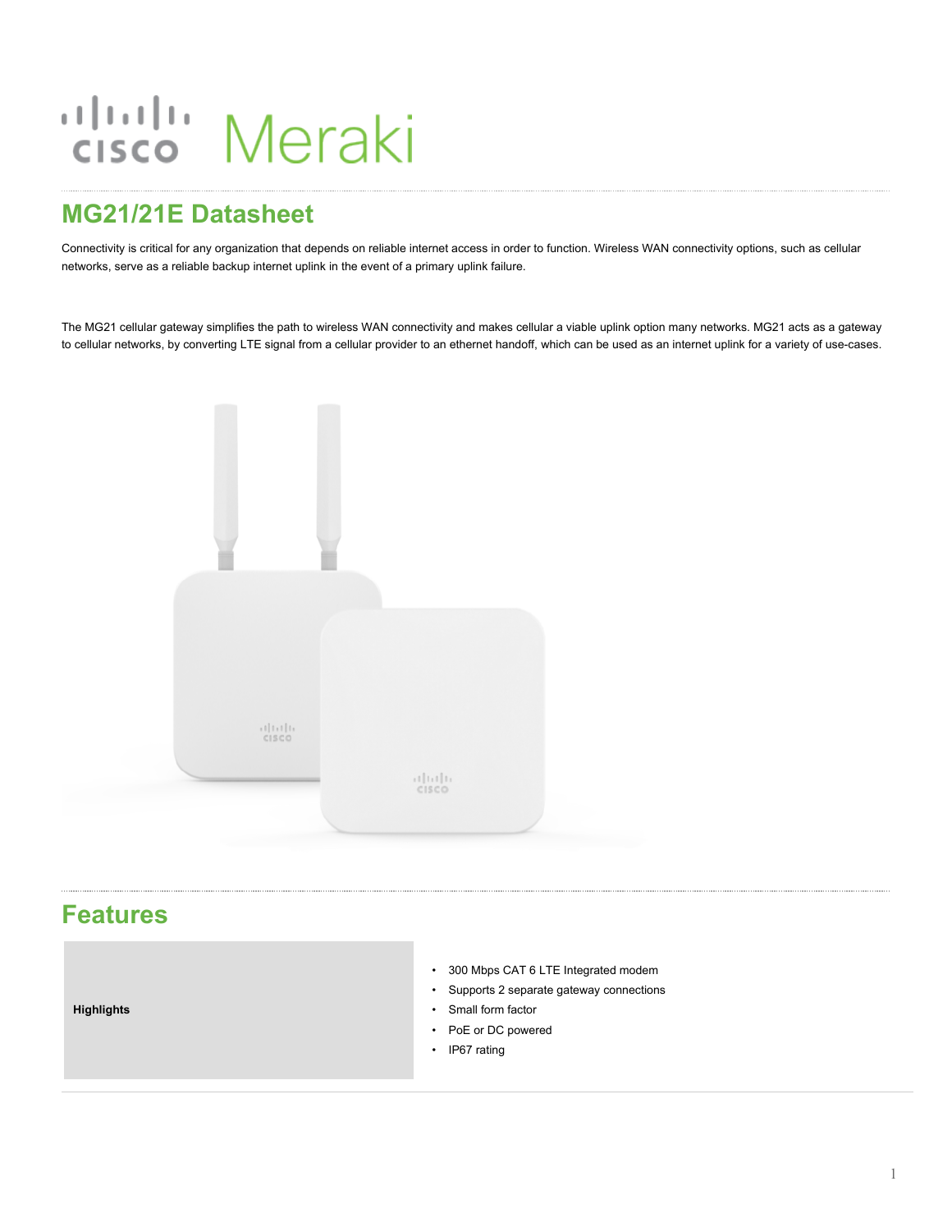# MG21/21E Datasheet

Connectivity is critical for any organization that depends on reliable internet access in order to function. Wireless WAN connectivity options, such as cellular networks, serve as a reliable backup internet uplink in the event of a primary uplink failure.

The MG21 cellular gateway simplifies the path to wireless WAN connectivity and makes cellular a viable uplink option many networks. MG21 acts as a gateway to cellular networks, by converting LTE signal from a cellular provider to an ethernet handoff, which can be used as an internet uplink for a variety of use-cases.

## Features

| | |
|---|---|
| **Highlights** | • 300 Mbps CAT 6 LTE Integrated modem<br>• Supports 2 separate gateway connections<br>• Small form factor<br>• PoE or DC powered<br>• IP67 rating |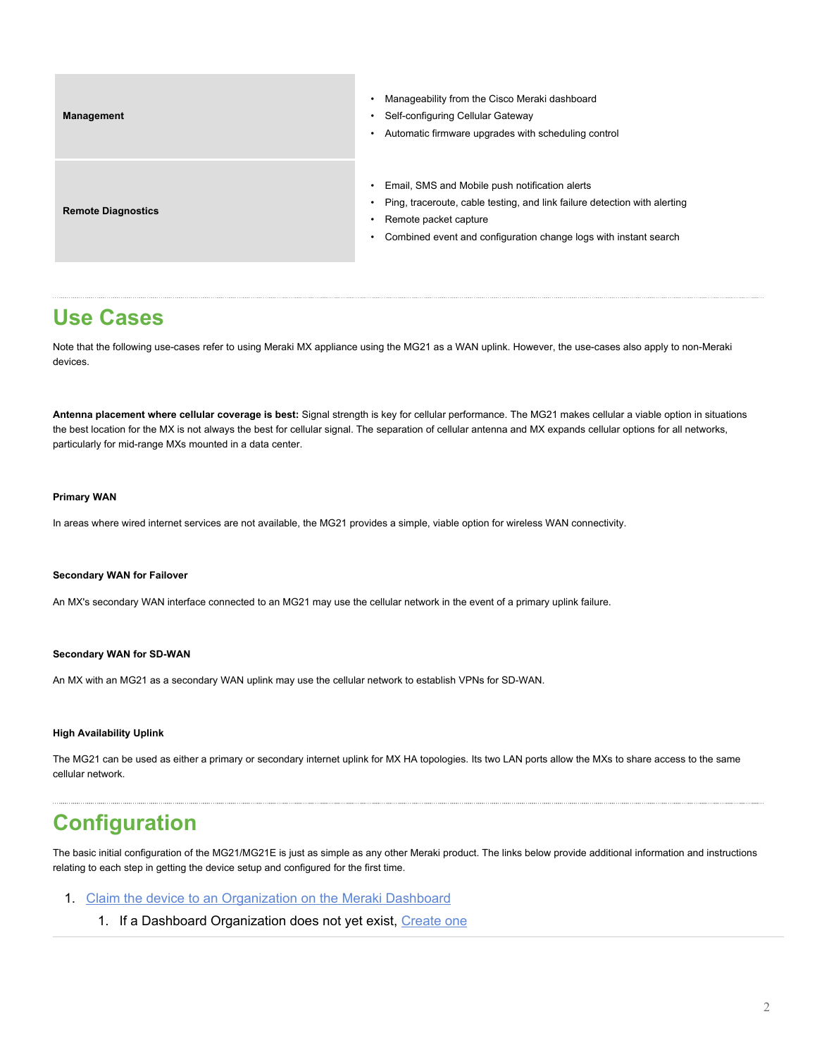| | |
|---|---|
| **Management** | • Manageability from the Cisco Meraki dashboard<br>• Self-configuring Cellular Gateway<br>• Automatic firmware upgrades with scheduling control |
| **Remote Diagnostics** | • Email, SMS and Mobile push notification alerts<br>• Ping, traceroute, cable testing, and link failure detection with alerting<br>• Remote packet capture<br>• Combined event and configuration change logs with instant search |

## Use Cases

Note that the following use-cases refer to using Meraki MX appliance using the MG21 as a WAN uplink. However, the use-cases also apply to non-Meraki devices.

**Antenna placement where cellular coverage is best:** Signal strength is key for cellular performance. The MG21 makes cellular a viable option in situations the best location for the MX is not always the best for cellular signal. The separation of cellular antenna and MX expands cellular options for all networks, particularly for mid-range MXs mounted in a data center.

#### Primary WAN

In areas where wired internet services are not available, the MG21 provides a simple, viable option for wireless WAN connectivity.

#### Secondary WAN for Failover

An MX's secondary WAN interface connected to an MG21 may use the cellular network in the event of a primary uplink failure.

#### Secondary WAN for SD-WAN

An MX with an MG21 as a secondary WAN uplink may use the cellular network to establish VPNs for SD-WAN.

#### High Availability Uplink

The MG21 can be used as either a primary or secondary internet uplink for MX HA topologies. Its two LAN ports allow the MXs to share access to the same cellular network.

## Configuration

The basic initial configuration of the MG21/MG21E is just as simple as any other Meraki product. The links below provide additional information and instructions relating to each step in getting the device setup and configured for the first time.

1. Claim the device to an Organization on the Meraki Dashboard
    1. If a Dashboard Organization does not yet exist, Create one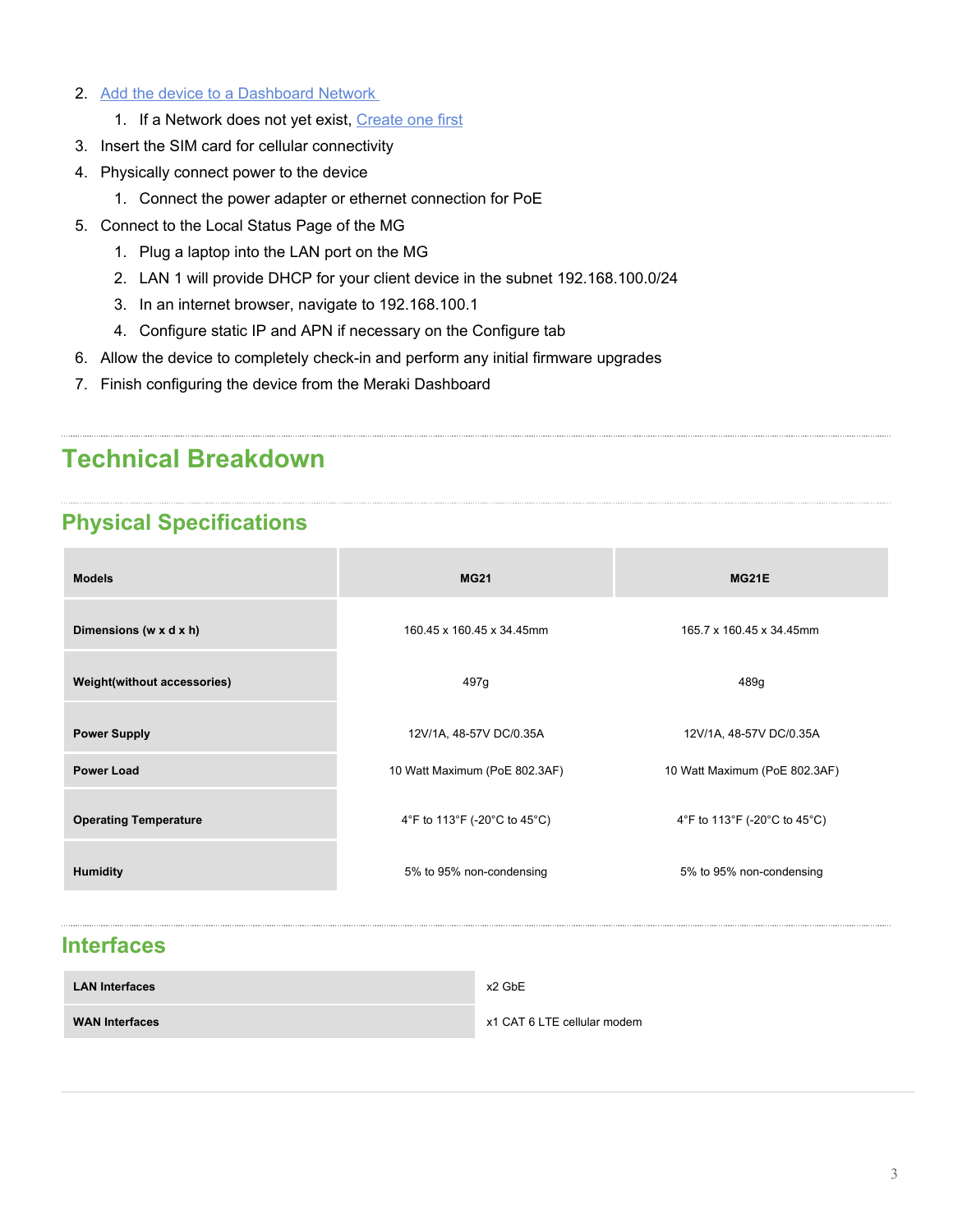2. Add the device to a Dashboard Network
    1. If a Network does not yet exist, Create one first
3. Insert the SIM card for cellular connectivity
4. Physically connect power to the device
    1. Connect the power adapter or ethernet connection for PoE
5. Connect to the Local Status Page of the MG
    1. Plug a laptop into the LAN port on the MG
    2. LAN 1 will provide DHCP for your client device in the subnet 192.168.100.0/24
    3. In an internet browser, navigate to 192.168.100.1
    4. Configure static IP and APN if necessary on the Configure tab
6. Allow the device to completely check-in and perform any initial firmware upgrades
7. Finish configuring the device from the Meraki Dashboard

# Technical Breakdown

## Physical Specifications

| Models | MG21 | MG21E |
|---|---|---|
| Dimensions (w x d x h) | 160.45 x 160.45 x 34.45mm | 165.7 x 160.45 x 34.45mm |
| Weight(without accessories) | 497g | 489g |
| Power Supply | 12V/1A, 48-57V DC/0.35A | 12V/1A, 48-57V DC/0.35A |
| Power Load | 10 Watt Maximum (PoE 802.3AF) | 10 Watt Maximum (PoE 802.3AF) |
| Operating Temperature | 4°F to 113°F (-20°C to 45°C) | 4°F to 113°F (-20°C to 45°C) |
| Humidity | 5% to 95% non-condensing | 5% to 95% non-condensing |

## Interfaces

| LAN Interfaces | x2 GbE |
|---|---|
| WAN Interfaces | x1 CAT 6 LTE cellular modem |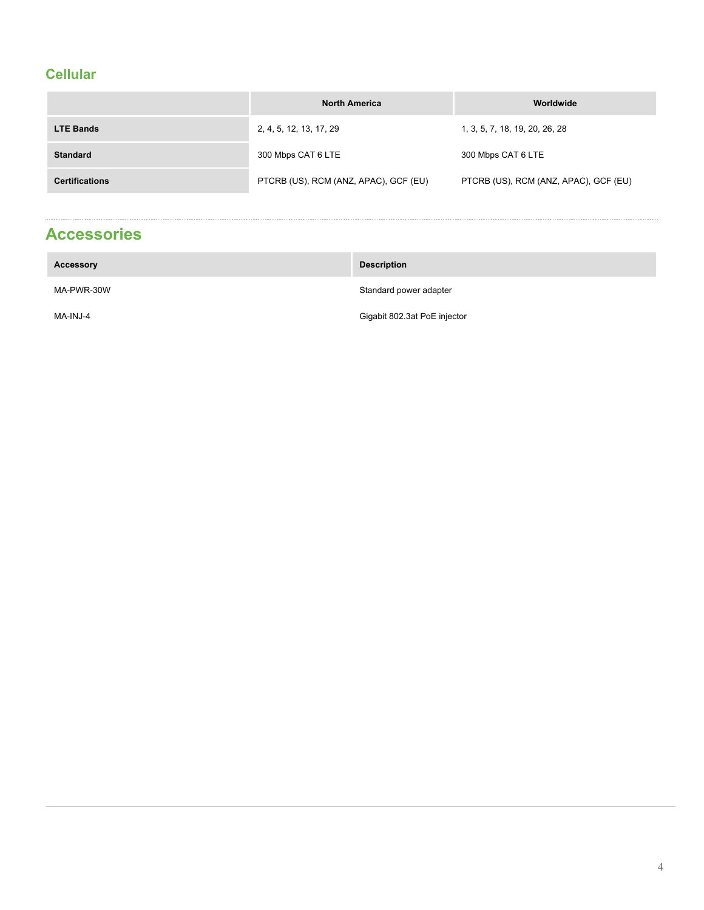## Cellular

| | North America | Worldwide |
|---|---|---|
| **LTE Bands** | 2, 4, 5, 12, 13, 17, 29 | 1, 3, 5, 7, 18, 19, 20, 26, 28 |
| **Standard** | 300 Mbps CAT 6 LTE | 300 Mbps CAT 6 LTE |
| **Certifications** | PTCRB (US), RCM (ANZ, APAC), GCF (EU) | PTCRB (US), RCM (ANZ, APAC), GCF (EU) |

## Accessories

| Accessory | Description |
|---|---|
| MA-PWR-30W | Standard power adapter |
| MA-INJ-4 | Gigabit 802.3at PoE injector |